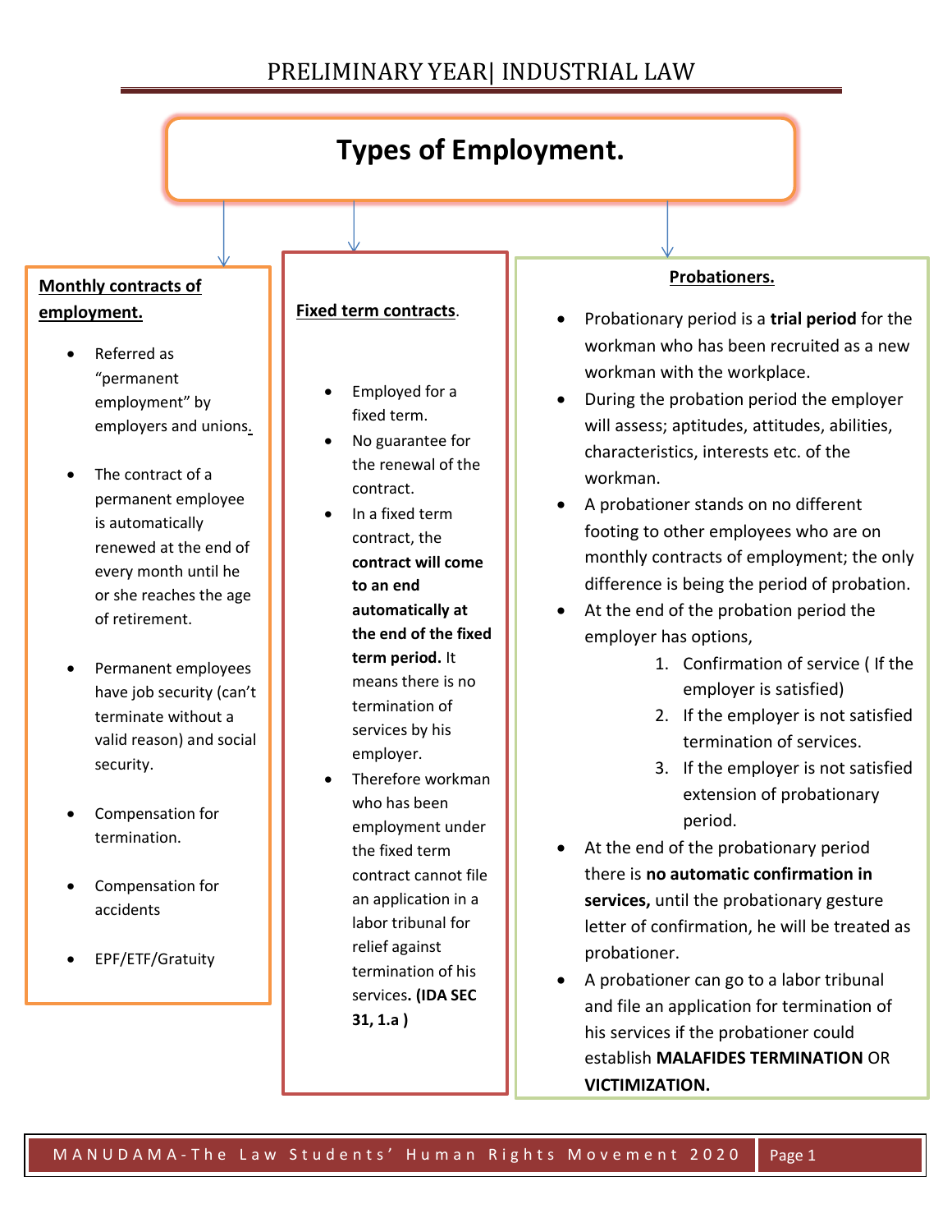# Types of Employment.

## Monthly contracts of employment.

- Referred as "permanent employment" by employers and unions.
- The contract of a permanent employee is automatically renewed at the end of every month until he or she reaches the age of retirement.
- Permanent employees have job security (can't terminate without a valid reason) and social security.
- Compensation for termination.
- Compensation for accidents
- EPF/ETF/Gratuity

## Fixed term contracts.

- Employed for a fixed term.
- No guarantee for the renewal of the contract.
- In a fixed term contract, the **contract will come to an end automatically at the end of the fixed term period.** It means there is no termination of services by his employer.
- Therefore workman who has been employment under the fixed term contract cannot file an application in a labor tribunal for relief against termination of his services**. (IDA SEC 31, 1.a )**

## Probationers.

- Probationary period is a **trial period** for the workman who has been recruited as a new workman with the workplace.
- During the probation period the employer will assess; aptitudes, attitudes, abilities, characteristics, interests etc. of the workman.
- A probationer stands on no different footing to other employees who are on monthly contracts of employment; the only difference is being the period of probation.
- At the end of the probation period the employer has options,
  1. Confirmation of service ( If the employer is satisfied)
  2. If the employer is not satisfied termination of services.
  3. If the employer is not satisfied extension of probationary period.
- At the end of the probationary period there is **no automatic confirmation in services,** until the probationary gesture letter of confirmation, he will be treated as probationer.
- A probationer can go to a labor tribunal and file an application for termination of his services if the probationer could establish **MALAFIDES TERMINATION** OR **VICTIMIZATION.**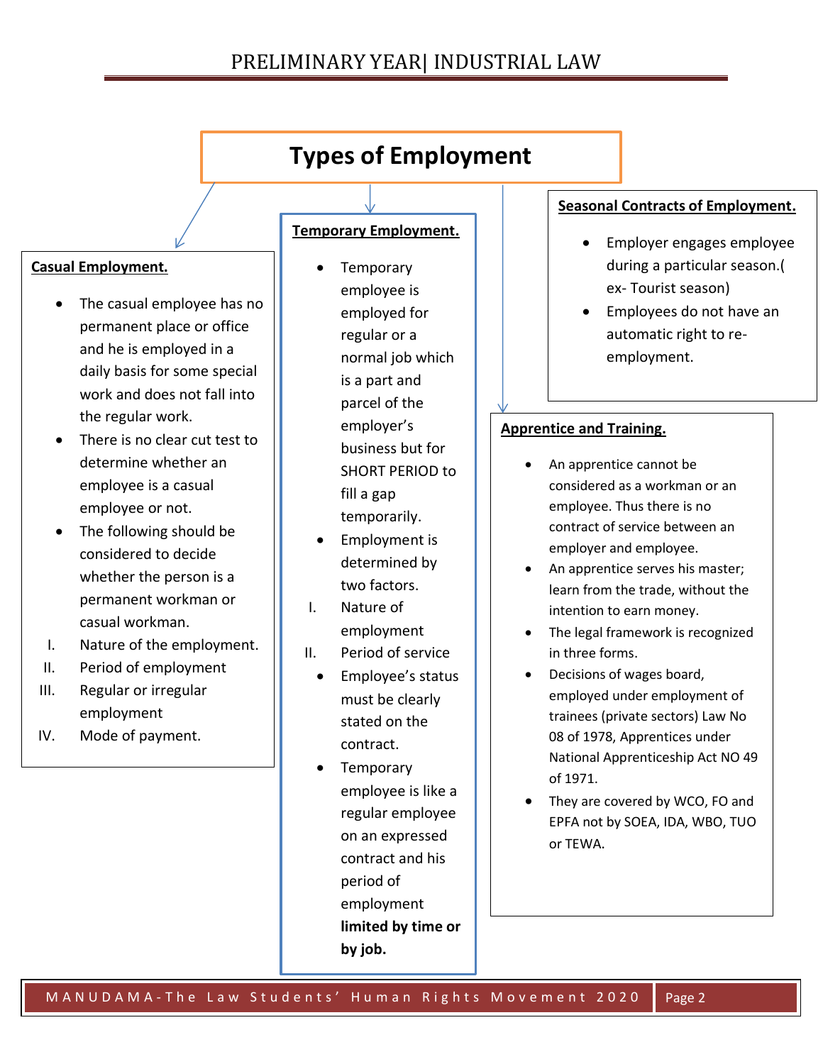# Types of Employment

## Casual Employment.

- The casual employee has no permanent place or office and he is employed in a daily basis for some special work and does not fall into the regular work.
- There is no clear cut test to determine whether an employee is a casual employee or not.
- The following should be considered to decide whether the person is a permanent workman or casual workman.

I. Nature of the employment.
II. Period of employment
III. Regular or irregular employment
IV. Mode of payment.

## Temporary Employment.

- Temporary employee is employed for regular or a normal job which is a part and parcel of the employer's business but for SHORT PERIOD to fill a gap temporarily.
- Employment is determined by two factors.

I. Nature of employment
II. Period of service

- Employee's status must be clearly stated on the contract.
- Temporary employee is like a regular employee on an expressed contract and his period of employment **limited by time or by job.**

## Seasonal Contracts of Employment.

- Employer engages employee during a particular season.( ex- Tourist season)
- Employees do not have an automatic right to re-employment.

## Apprentice and Training.

- An apprentice cannot be considered as a workman or an employee. Thus there is no contract of service between an employer and employee.
- An apprentice serves his master; learn from the trade, without the intention to earn money.
- The legal framework is recognized in three forms.
- Decisions of wages board, employed under employment of trainees (private sectors) Law No 08 of 1978, Apprentices under National Apprenticeship Act NO 49 of 1971.
- They are covered by WCO, FO and EPFA not by SOEA, IDA, WBO, TUO or TEWA.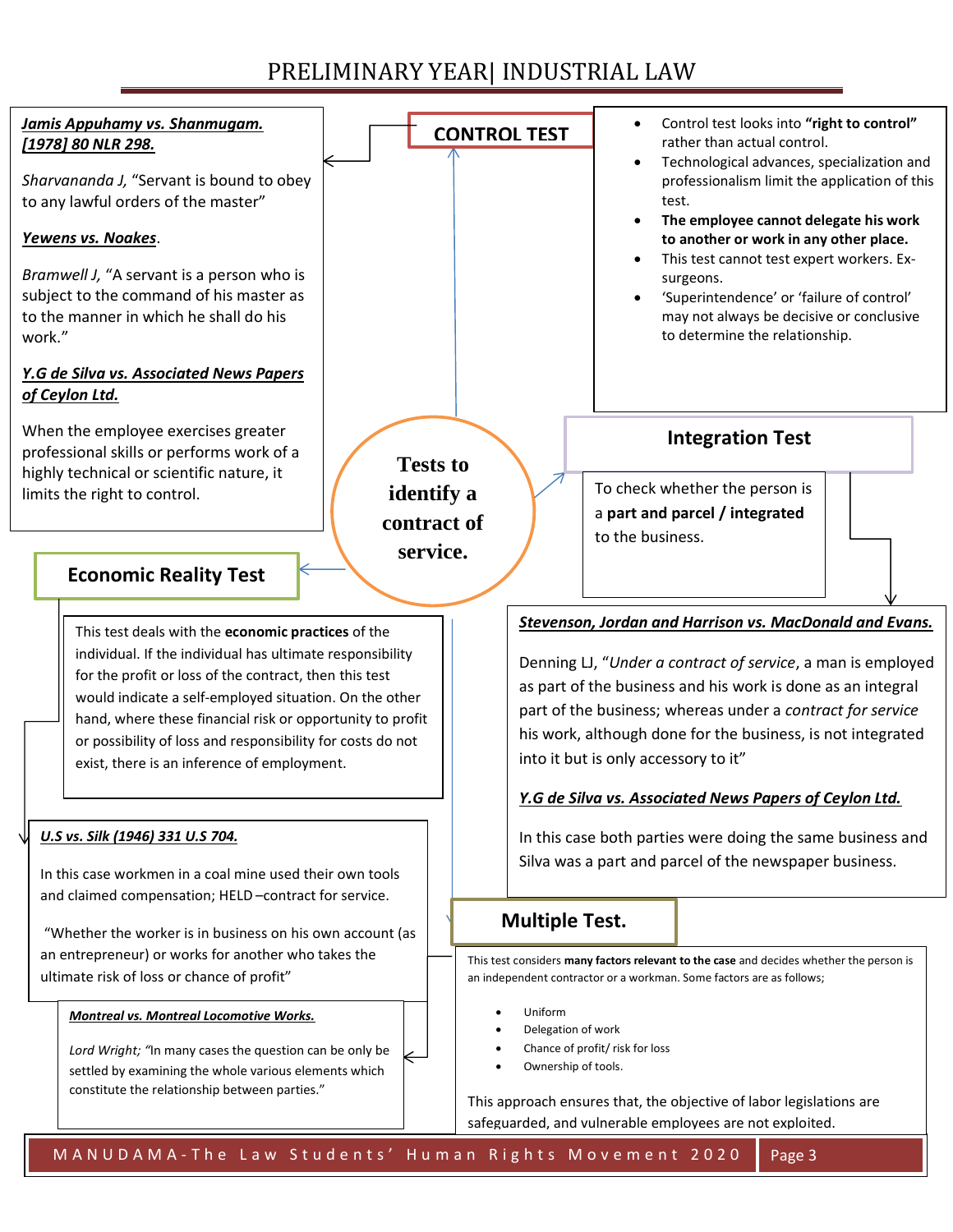# Tests to identify a contract of service.

## CONTROL TEST

- Control test looks into **"right to control"** rather than actual control.
- Technological advances, specialization and professionalism limit the application of this test.
- **The employee cannot delegate his work to another or work in any other place.**
- This test cannot test expert workers. Ex- surgeons.
- 'Superintendence' or 'failure of control' may not always be decisive or conclusive to determine the relationship.

***Jamis Appuhamy vs. Shanmugam. [1978] 80 NLR 298.***

*Sharvananda J,* "Servant is bound to obey to any lawful orders of the master"

***Yewens vs. Noakes***.

*Bramwell J,* "A servant is a person who is subject to the command of his master as to the manner in which he shall do his work."

***Y.G de Silva vs. Associated News Papers of Ceylon Ltd.***

When the employee exercises greater professional skills or performs work of a highly technical or scientific nature, it limits the right to control.

## Integration Test

To check whether the person is a **part and parcel / integrated** to the business.

***Stevenson, Jordan and Harrison vs. MacDonald and Evans.***

Denning LJ, "*Under a contract of service*, a man is employed as part of the business and his work is done as an integral part of the business; whereas under a *contract for service* his work, although done for the business, is not integrated into it but is only accessory to it"

***Y.G de Silva vs. Associated News Papers of Ceylon Ltd.***

In this case both parties were doing the same business and Silva was a part and parcel of the newspaper business.

## Economic Reality Test

This test deals with the **economic practices** of the individual. If the individual has ultimate responsibility for the profit or loss of the contract, then this test would indicate a self-employed situation. On the other hand, where these financial risk or opportunity to profit or possibility of loss and responsibility for costs do not exist, there is an inference of employment.

***U.S vs. Silk (1946) 331 U.S 704.***

In this case workmen in a coal mine used their own tools and claimed compensation; HELD –contract for service.

"Whether the worker is in business on his own account (as an entrepreneur) or works for another who takes the ultimate risk of loss or chance of profit"

***Montreal vs. Montreal Locomotive Works.***

*Lord Wright; "*In many cases the question can be only be settled by examining the whole various elements which constitute the relationship between parties."

## Multiple Test.

This test considers **many factors relevant to the case** and decides whether the person is an independent contractor or a workman. Some factors are as follows;

- Uniform
- Delegation of work
- Chance of profit/ risk for loss
- Ownership of tools.

This approach ensures that, the objective of labor legislations are safeguarded, and vulnerable employees are not exploited.